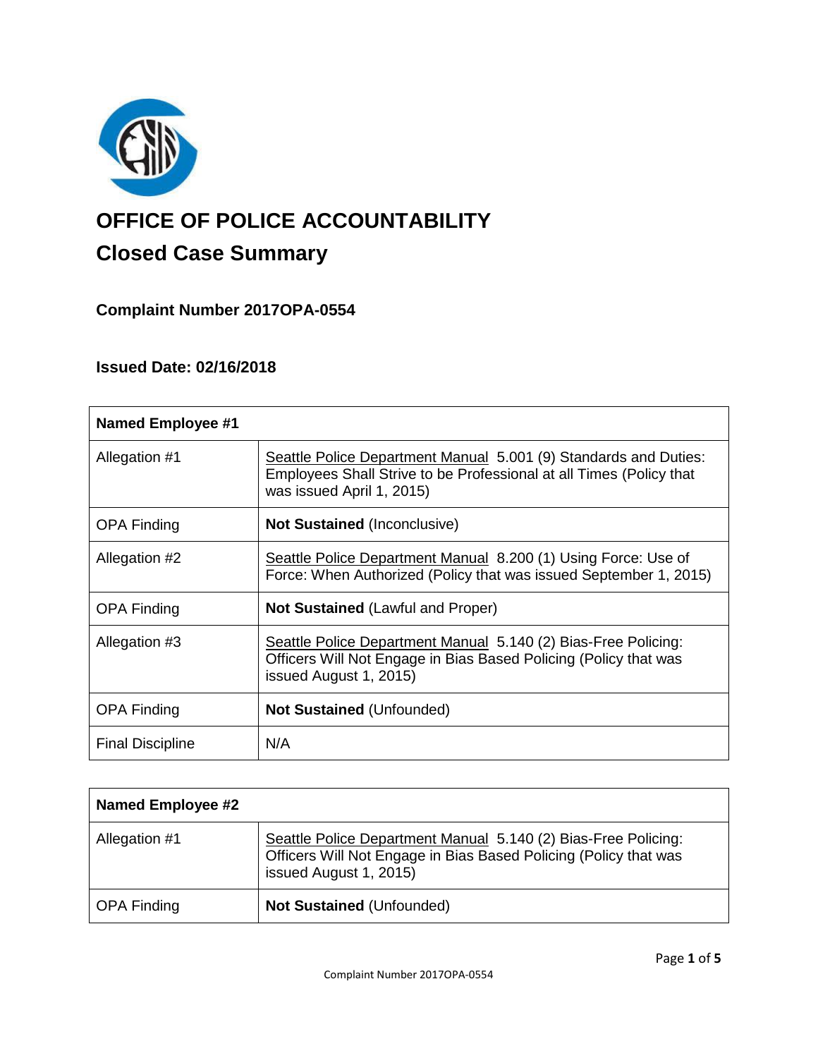# OFFICE OF POLICE ACCOUNTABILITY

## Closed Case Summary

### Complaint Number 2017OPA-0554

### Issued Date: 02/16/2018

| **Named Employee #1** | |
|---|---|
| Allegation #1 | Seattle Police Department Manual 5.001 (9) Standards and Duties: Employees Shall Strive to be Professional at all Times (Policy that was issued April 1, 2015) |
| OPA Finding | **Not Sustained** (Inconclusive) |
| Allegation #2 | Seattle Police Department Manual 8.200 (1) Using Force: Use of Force: When Authorized (Policy that was issued September 1, 2015) |
| OPA Finding | **Not Sustained** (Lawful and Proper) |
| Allegation #3 | Seattle Police Department Manual 5.140 (2) Bias-Free Policing: Officers Will Not Engage in Bias Based Policing (Policy that was issued August 1, 2015) |
| OPA Finding | **Not Sustained** (Unfounded) |
| Final Discipline | N/A |

| **Named Employee #2** | |
|---|---|
| Allegation #1 | Seattle Police Department Manual 5.140 (2) Bias-Free Policing: Officers Will Not Engage in Bias Based Policing (Policy that was issued August 1, 2015) |
| OPA Finding | **Not Sustained** (Unfounded) |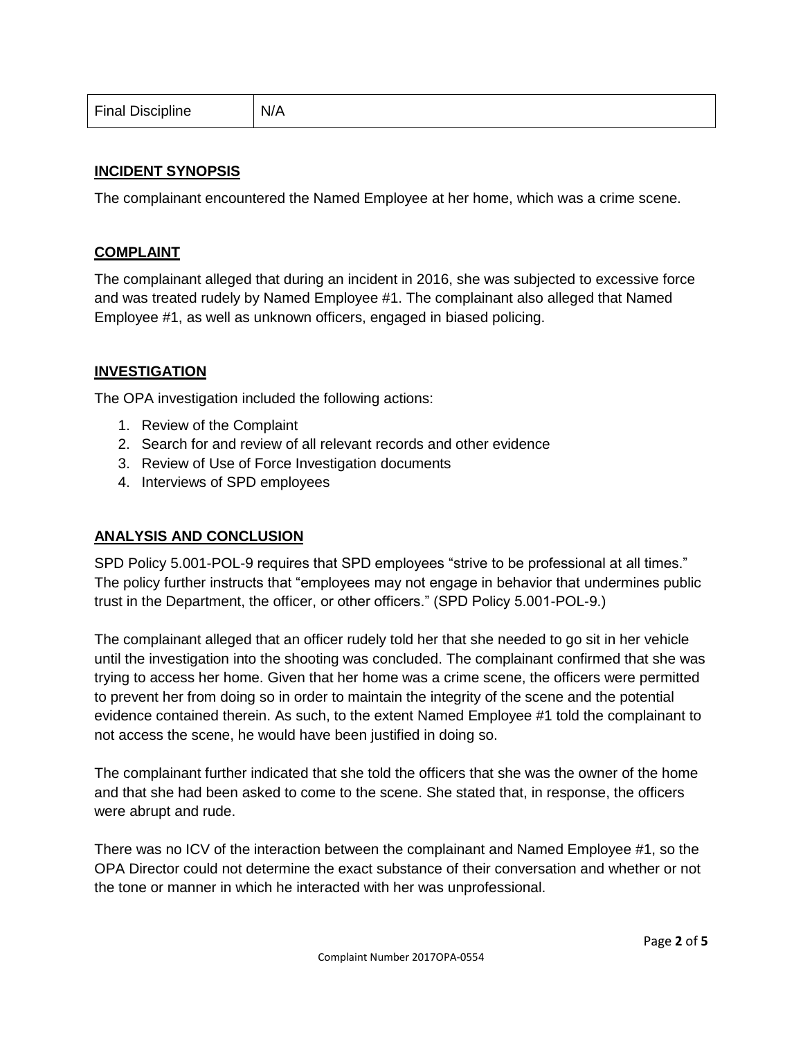| Final Discipline | N/A |
|---|---|

## INCIDENT SYNOPSIS

The complainant encountered the Named Employee at her home, which was a crime scene.

## COMPLAINT

The complainant alleged that during an incident in 2016, she was subjected to excessive force and was treated rudely by Named Employee #1. The complainant also alleged that Named Employee #1, as well as unknown officers, engaged in biased policing.

## INVESTIGATION

The OPA investigation included the following actions:

1. Review of the Complaint
2. Search for and review of all relevant records and other evidence
3. Review of Use of Force Investigation documents
4. Interviews of SPD employees

## ANALYSIS AND CONCLUSION

SPD Policy 5.001-POL-9 requires that SPD employees "strive to be professional at all times." The policy further instructs that "employees may not engage in behavior that undermines public trust in the Department, the officer, or other officers." (SPD Policy 5.001-POL-9.)

The complainant alleged that an officer rudely told her that she needed to go sit in her vehicle until the investigation into the shooting was concluded. The complainant confirmed that she was trying to access her home. Given that her home was a crime scene, the officers were permitted to prevent her from doing so in order to maintain the integrity of the scene and the potential evidence contained therein. As such, to the extent Named Employee #1 told the complainant to not access the scene, he would have been justified in doing so.

The complainant further indicated that she told the officers that she was the owner of the home and that she had been asked to come to the scene. She stated that, in response, the officers were abrupt and rude.

There was no ICV of the interaction between the complainant and Named Employee #1, so the OPA Director could not determine the exact substance of their conversation and whether or not the tone or manner in which he interacted with her was unprofessional.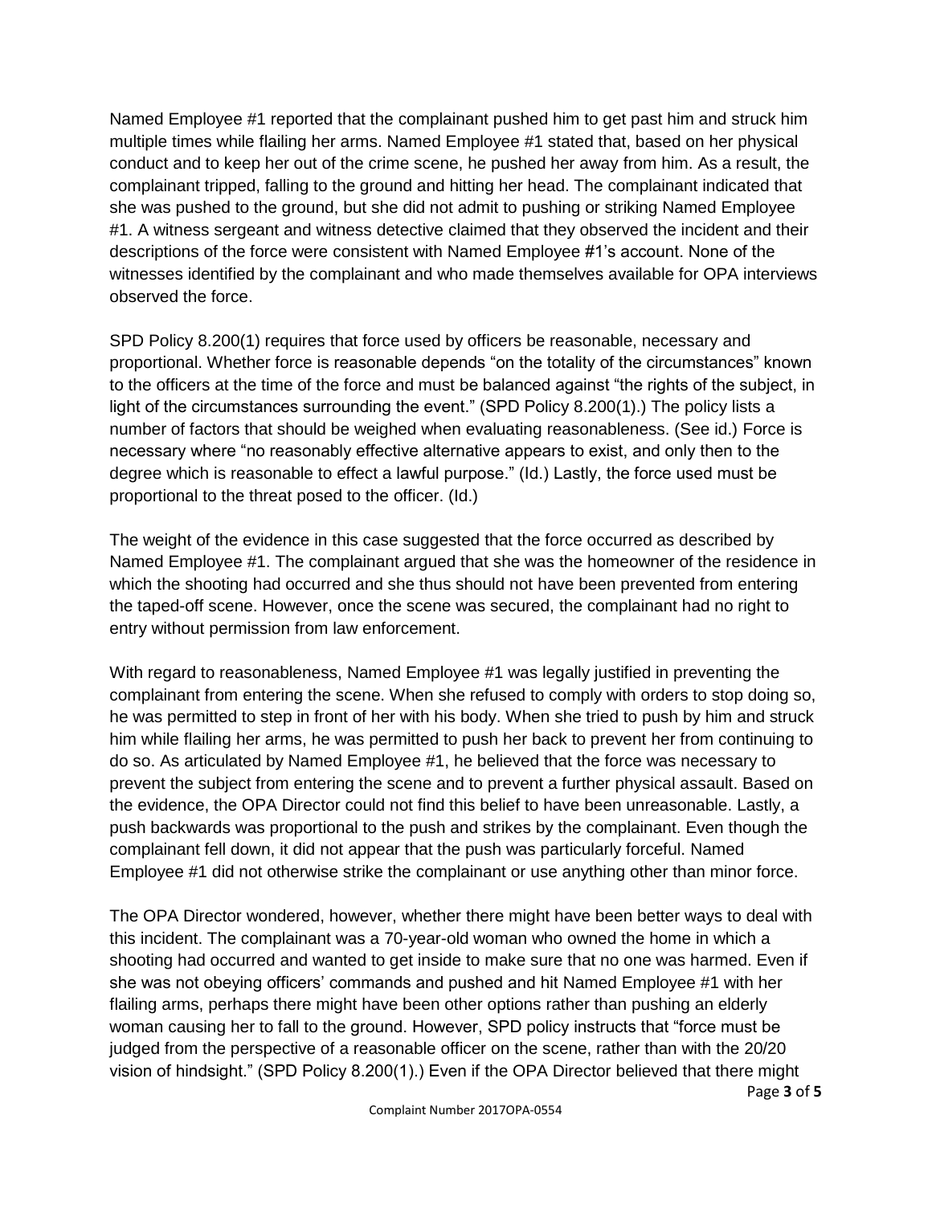Named Employee #1 reported that the complainant pushed him to get past him and struck him multiple times while flailing her arms. Named Employee #1 stated that, based on her physical conduct and to keep her out of the crime scene, he pushed her away from him. As a result, the complainant tripped, falling to the ground and hitting her head. The complainant indicated that she was pushed to the ground, but she did not admit to pushing or striking Named Employee #1. A witness sergeant and witness detective claimed that they observed the incident and their descriptions of the force were consistent with Named Employee #1's account. None of the witnesses identified by the complainant and who made themselves available for OPA interviews observed the force.

SPD Policy 8.200(1) requires that force used by officers be reasonable, necessary and proportional. Whether force is reasonable depends "on the totality of the circumstances" known to the officers at the time of the force and must be balanced against "the rights of the subject, in light of the circumstances surrounding the event." (SPD Policy 8.200(1).) The policy lists a number of factors that should be weighed when evaluating reasonableness. (See id.) Force is necessary where "no reasonably effective alternative appears to exist, and only then to the degree which is reasonable to effect a lawful purpose." (Id.) Lastly, the force used must be proportional to the threat posed to the officer. (Id.)

The weight of the evidence in this case suggested that the force occurred as described by Named Employee #1. The complainant argued that she was the homeowner of the residence in which the shooting had occurred and she thus should not have been prevented from entering the taped-off scene. However, once the scene was secured, the complainant had no right to entry without permission from law enforcement.

With regard to reasonableness, Named Employee #1 was legally justified in preventing the complainant from entering the scene. When she refused to comply with orders to stop doing so, he was permitted to step in front of her with his body. When she tried to push by him and struck him while flailing her arms, he was permitted to push her back to prevent her from continuing to do so. As articulated by Named Employee #1, he believed that the force was necessary to prevent the subject from entering the scene and to prevent a further physical assault. Based on the evidence, the OPA Director could not find this belief to have been unreasonable. Lastly, a push backwards was proportional to the push and strikes by the complainant. Even though the complainant fell down, it did not appear that the push was particularly forceful. Named Employee #1 did not otherwise strike the complainant or use anything other than minor force.

The OPA Director wondered, however, whether there might have been better ways to deal with this incident. The complainant was a 70-year-old woman who owned the home in which a shooting had occurred and wanted to get inside to make sure that no one was harmed. Even if she was not obeying officers' commands and pushed and hit Named Employee #1 with her flailing arms, perhaps there might have been other options rather than pushing an elderly woman causing her to fall to the ground. However, SPD policy instructs that "force must be judged from the perspective of a reasonable officer on the scene, rather than with the 20/20 vision of hindsight." (SPD Policy 8.200(1).) Even if the OPA Director believed that there might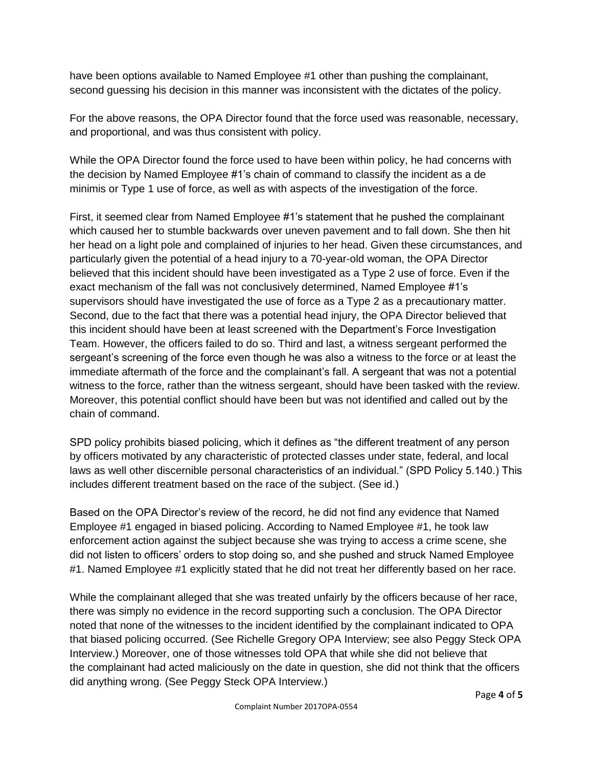have been options available to Named Employee #1 other than pushing the complainant, second guessing his decision in this manner was inconsistent with the dictates of the policy.

For the above reasons, the OPA Director found that the force used was reasonable, necessary, and proportional, and was thus consistent with policy.

While the OPA Director found the force used to have been within policy, he had concerns with the decision by Named Employee #1's chain of command to classify the incident as a de minimis or Type 1 use of force, as well as with aspects of the investigation of the force.

First, it seemed clear from Named Employee #1's statement that he pushed the complainant which caused her to stumble backwards over uneven pavement and to fall down. She then hit her head on a light pole and complained of injuries to her head. Given these circumstances, and particularly given the potential of a head injury to a 70-year-old woman, the OPA Director believed that this incident should have been investigated as a Type 2 use of force. Even if the exact mechanism of the fall was not conclusively determined, Named Employee #1's supervisors should have investigated the use of force as a Type 2 as a precautionary matter. Second, due to the fact that there was a potential head injury, the OPA Director believed that this incident should have been at least screened with the Department's Force Investigation Team. However, the officers failed to do so. Third and last, a witness sergeant performed the sergeant's screening of the force even though he was also a witness to the force or at least the immediate aftermath of the force and the complainant's fall. A sergeant that was not a potential witness to the force, rather than the witness sergeant, should have been tasked with the review. Moreover, this potential conflict should have been but was not identified and called out by the chain of command.

SPD policy prohibits biased policing, which it defines as "the different treatment of any person by officers motivated by any characteristic of protected classes under state, federal, and local laws as well other discernible personal characteristics of an individual." (SPD Policy 5.140.) This includes different treatment based on the race of the subject. (See id.)

Based on the OPA Director's review of the record, he did not find any evidence that Named Employee #1 engaged in biased policing. According to Named Employee #1, he took law enforcement action against the subject because she was trying to access a crime scene, she did not listen to officers' orders to stop doing so, and she pushed and struck Named Employee #1. Named Employee #1 explicitly stated that he did not treat her differently based on her race.

While the complainant alleged that she was treated unfairly by the officers because of her race, there was simply no evidence in the record supporting such a conclusion. The OPA Director noted that none of the witnesses to the incident identified by the complainant indicated to OPA that biased policing occurred. (See Richelle Gregory OPA Interview; see also Peggy Steck OPA Interview.) Moreover, one of those witnesses told OPA that while she did not believe that the complainant had acted maliciously on the date in question, she did not think that the officers did anything wrong. (See Peggy Steck OPA Interview.)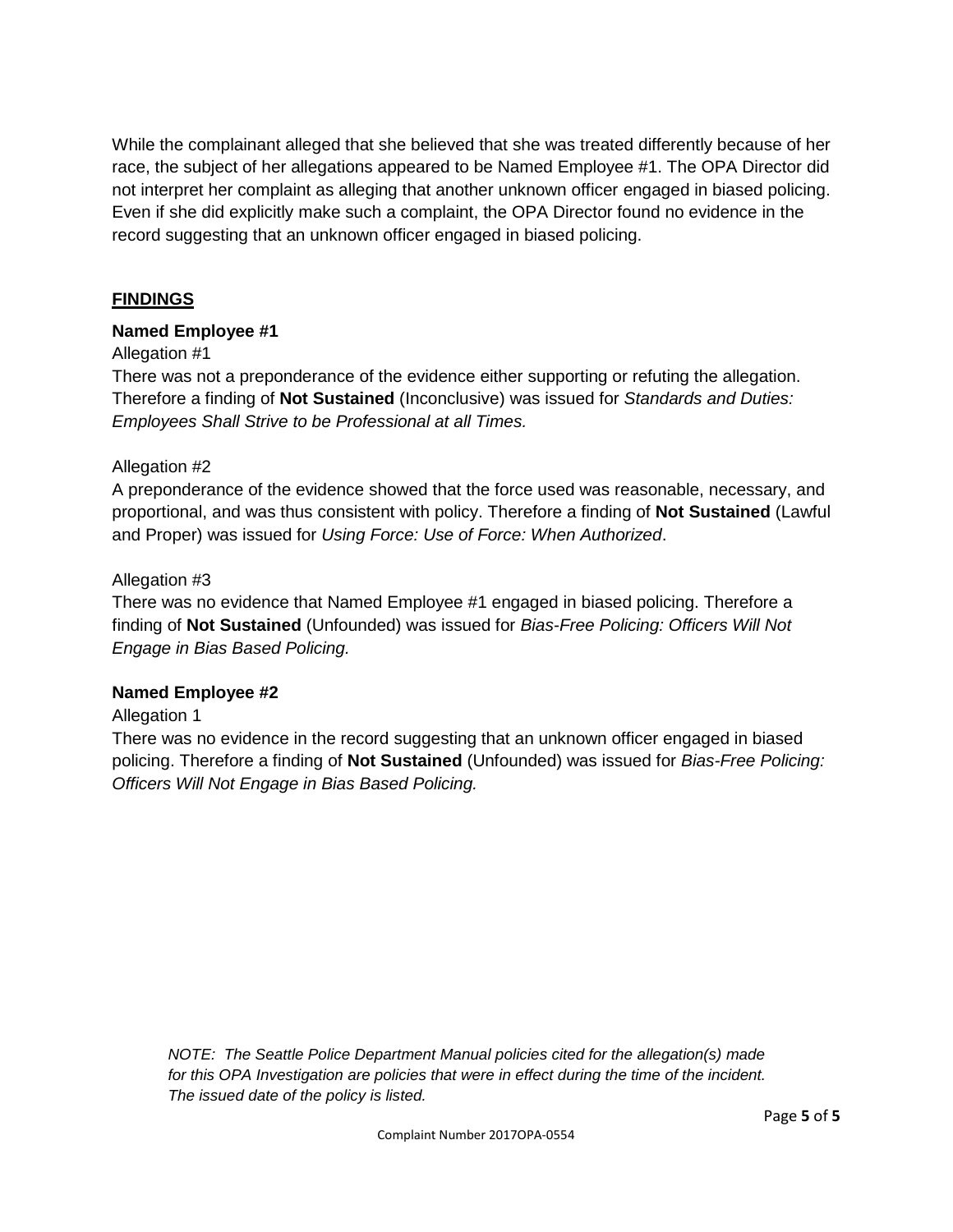While the complainant alleged that she believed that she was treated differently because of her race, the subject of her allegations appeared to be Named Employee #1. The OPA Director did not interpret her complaint as alleging that another unknown officer engaged in biased policing. Even if she did explicitly make such a complaint, the OPA Director found no evidence in the record suggesting that an unknown officer engaged in biased policing.

## FINDINGS

**Named Employee #1**

Allegation #1

There was not a preponderance of the evidence either supporting or refuting the allegation. Therefore a finding of **Not Sustained** (Inconclusive) was issued for *Standards and Duties: Employees Shall Strive to be Professional at all Times.*

Allegation #2

A preponderance of the evidence showed that the force used was reasonable, necessary, and proportional, and was thus consistent with policy. Therefore a finding of **Not Sustained** (Lawful and Proper) was issued for *Using Force: Use of Force: When Authorized*.

Allegation #3

There was no evidence that Named Employee #1 engaged in biased policing. Therefore a finding of **Not Sustained** (Unfounded) was issued for *Bias-Free Policing: Officers Will Not Engage in Bias Based Policing.*

**Named Employee #2**

Allegation 1

There was no evidence in the record suggesting that an unknown officer engaged in biased policing. Therefore a finding of **Not Sustained** (Unfounded) was issued for *Bias-Free Policing: Officers Will Not Engage in Bias Based Policing.*

*NOTE: The Seattle Police Department Manual policies cited for the allegation(s) made for this OPA Investigation are policies that were in effect during the time of the incident. The issued date of the policy is listed.*

Complaint Number 2017OPA-0554